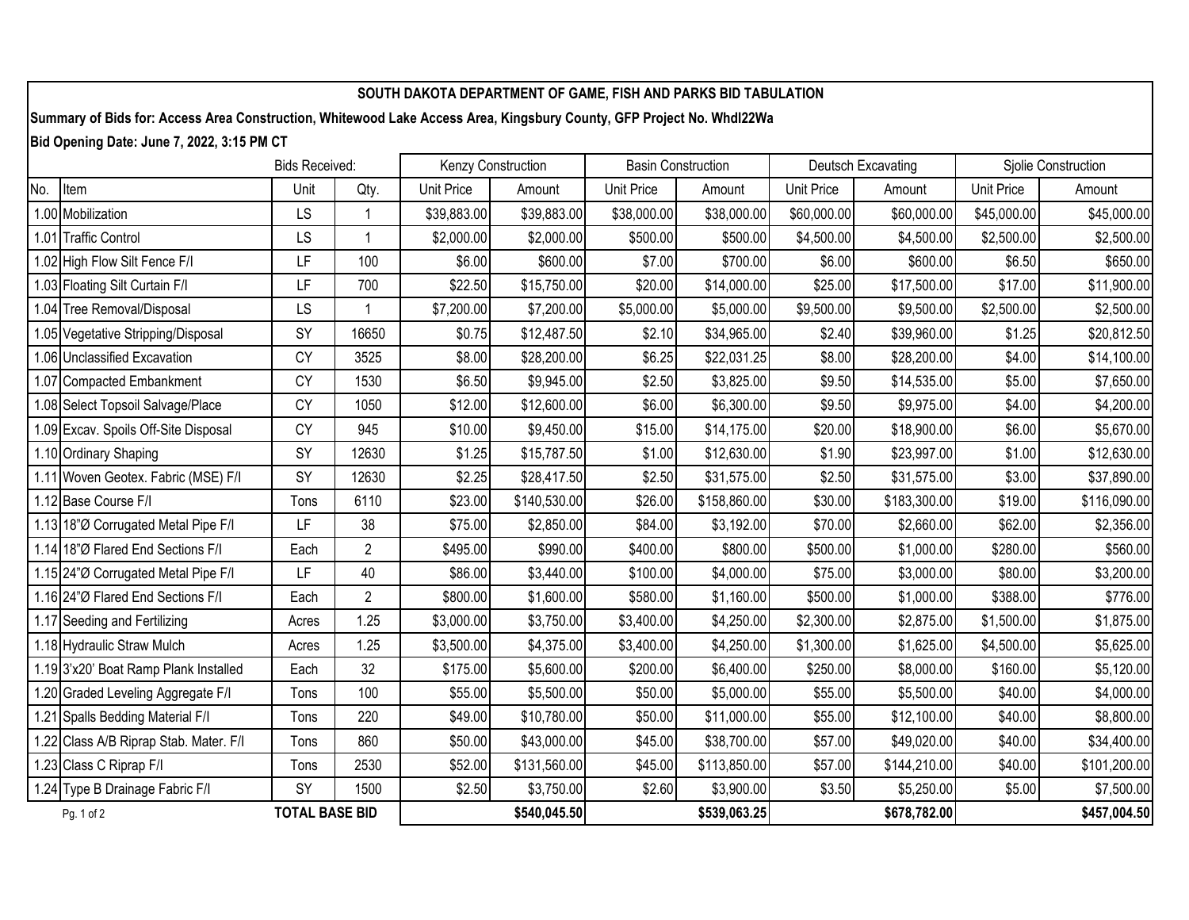**SOUTH DAKOTA DEPARTMENT OF GAME, FISH AND PARKS BID TABULATION**

**Summary of Bids for: Access Area Construction, Whitewood Lake Access Area, Kingsbury County, GFP Project No. Whdl22Wa**

**Bid Opening Date: June 7, 2022, 3:15 PM CT**

| | Bids Received: | | | Kenzy Construction | | Basin Construction | | Deutsch Excavating | | Sjolie Construction | |
|---|---|---|---|---|---|---|---|---|---|---|---|
| No. | Item | Unit | Qty. | Unit Price | Amount | Unit Price | Amount | Unit Price | Amount | Unit Price | Amount |
| 1.00 | Mobilization | LS | 1 | $39,883.00 | $39,883.00 | $38,000.00 | $38,000.00 | $60,000.00 | $60,000.00 | $45,000.00 | $45,000.00 |
| 1.01 | Traffic Control | LS | 1 | $2,000.00 | $2,000.00 | $500.00 | $500.00 | $4,500.00 | $4,500.00 | $2,500.00 | $2,500.00 |
| 1.02 | High Flow Silt Fence F/I | LF | 100 | $6.00 | $600.00 | $7.00 | $700.00 | $6.00 | $600.00 | $6.50 | $650.00 |
| 1.03 | Floating Silt Curtain F/I | LF | 700 | $22.50 | $15,750.00 | $20.00 | $14,000.00 | $25.00 | $17,500.00 | $17.00 | $11,900.00 |
| 1.04 | Tree Removal/Disposal | LS | 1 | $7,200.00 | $7,200.00 | $5,000.00 | $5,000.00 | $9,500.00 | $9,500.00 | $2,500.00 | $2,500.00 |
| 1.05 | Vegetative Stripping/Disposal | SY | 16650 | $0.75 | $12,487.50 | $2.10 | $34,965.00 | $2.40 | $39,960.00 | $1.25 | $20,812.50 |
| 1.06 | Unclassified Excavation | CY | 3525 | $8.00 | $28,200.00 | $6.25 | $22,031.25 | $8.00 | $28,200.00 | $4.00 | $14,100.00 |
| 1.07 | Compacted Embankment | CY | 1530 | $6.50 | $9,945.00 | $2.50 | $3,825.00 | $9.50 | $14,535.00 | $5.00 | $7,650.00 |
| 1.08 | Select Topsoil Salvage/Place | CY | 1050 | $12.00 | $12,600.00 | $6.00 | $6,300.00 | $9.50 | $9,975.00 | $4.00 | $4,200.00 |
| 1.09 | Excav. Spoils Off-Site Disposal | CY | 945 | $10.00 | $9,450.00 | $15.00 | $14,175.00 | $20.00 | $18,900.00 | $6.00 | $5,670.00 |
| 1.10 | Ordinary Shaping | SY | 12630 | $1.25 | $15,787.50 | $1.00 | $12,630.00 | $1.90 | $23,997.00 | $1.00 | $12,630.00 |
| 1.11 | Woven Geotex. Fabric (MSE) F/I | SY | 12630 | $2.25 | $28,417.50 | $2.50 | $31,575.00 | $2.50 | $31,575.00 | $3.00 | $37,890.00 |
| 1.12 | Base Course F/I | Tons | 6110 | $23.00 | $140,530.00 | $26.00 | $158,860.00 | $30.00 | $183,300.00 | $19.00 | $116,090.00 |
| 1.13 | 18"Ø Corrugated Metal Pipe F/I | LF | 38 | $75.00 | $2,850.00 | $84.00 | $3,192.00 | $70.00 | $2,660.00 | $62.00 | $2,356.00 |
| 1.14 | 18"Ø Flared End Sections F/I | Each | 2 | $495.00 | $990.00 | $400.00 | $800.00 | $500.00 | $1,000.00 | $280.00 | $560.00 |
| 1.15 | 24"Ø Corrugated Metal Pipe F/I | LF | 40 | $86.00 | $3,440.00 | $100.00 | $4,000.00 | $75.00 | $3,000.00 | $80.00 | $3,200.00 |
| 1.16 | 24"Ø Flared End Sections F/I | Each | 2 | $800.00 | $1,600.00 | $580.00 | $1,160.00 | $500.00 | $1,000.00 | $388.00 | $776.00 |
| 1.17 | Seeding and Fertilizing | Acres | 1.25 | $3,000.00 | $3,750.00 | $3,400.00 | $4,250.00 | $2,300.00 | $2,875.00 | $1,500.00 | $1,875.00 |
| 1.18 | Hydraulic Straw Mulch | Acres | 1.25 | $3,500.00 | $4,375.00 | $3,400.00 | $4,250.00 | $1,300.00 | $1,625.00 | $4,500.00 | $5,625.00 |
| 1.19 | 3'x20' Boat Ramp Plank Installed | Each | 32 | $175.00 | $5,600.00 | $200.00 | $6,400.00 | $250.00 | $8,000.00 | $160.00 | $5,120.00 |
| 1.20 | Graded Leveling Aggregate F/I | Tons | 100 | $55.00 | $5,500.00 | $50.00 | $5,000.00 | $55.00 | $5,500.00 | $40.00 | $4,000.00 |
| 1.21 | Spalls Bedding Material F/I | Tons | 220 | $49.00 | $10,780.00 | $50.00 | $11,000.00 | $55.00 | $12,100.00 | $40.00 | $8,800.00 |
| 1.22 | Class A/B Riprap Stab. Mater. F/I | Tons | 860 | $50.00 | $43,000.00 | $45.00 | $38,700.00 | $57.00 | $49,020.00 | $40.00 | $34,400.00 |
| 1.23 | Class C Riprap F/I | Tons | 2530 | $52.00 | $131,560.00 | $45.00 | $113,850.00 | $57.00 | $144,210.00 | $40.00 | $101,200.00 |
| 1.24 | Type B Drainage Fabric F/I | SY | 1500 | $2.50 | $3,750.00 | $2.60 | $3,900.00 | $3.50 | $5,250.00 | $5.00 | $7,500.00 |
| | | **TOTAL BASE BID** | | | **$540,045.50** | | **$539,063.25** | | **$678,782.00** | | **$457,004.50** |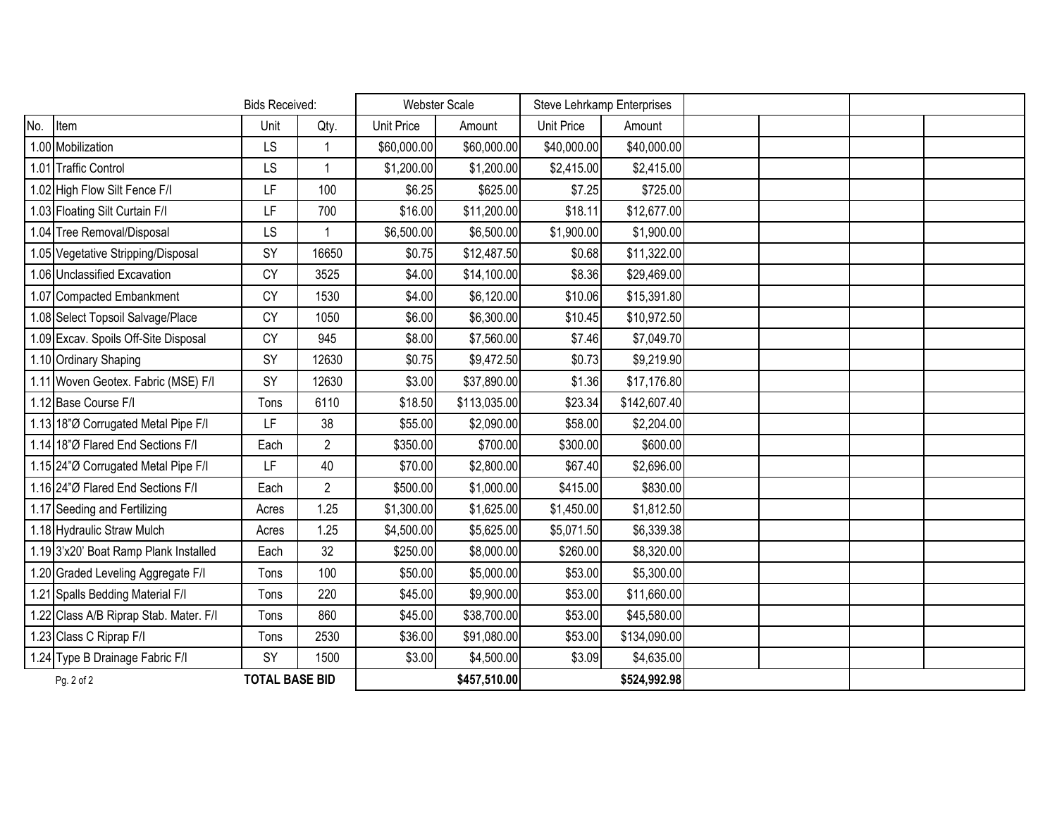| | | Bids Received: | | Webster Scale | | Steve Lehrkamp Enterprises | | | | | |
|---|---|---|---|---|---|---|---|---|---|---|---|
| No. | Item | Unit | Qty. | Unit Price | Amount | Unit Price | Amount | | | | |
| 1.00 | Mobilization | LS | 1 | $60,000.00 | $60,000.00 | $40,000.00 | $40,000.00 | | | | |
| 1.01 | Traffic Control | LS | 1 | $1,200.00 | $1,200.00 | $2,415.00 | $2,415.00 | | | | |
| 1.02 | High Flow Silt Fence F/I | LF | 100 | $6.25 | $625.00 | $7.25 | $725.00 | | | | |
| 1.03 | Floating Silt Curtain F/I | LF | 700 | $16.00 | $11,200.00 | $18.11 | $12,677.00 | | | | |
| 1.04 | Tree Removal/Disposal | LS | 1 | $6,500.00 | $6,500.00 | $1,900.00 | $1,900.00 | | | | |
| 1.05 | Vegetative Stripping/Disposal | SY | 16650 | $0.75 | $12,487.50 | $0.68 | $11,322.00 | | | | |
| 1.06 | Unclassified Excavation | CY | 3525 | $4.00 | $14,100.00 | $8.36 | $29,469.00 | | | | |
| 1.07 | Compacted Embankment | CY | 1530 | $4.00 | $6,120.00 | $10.06 | $15,391.80 | | | | |
| 1.08 | Select Topsoil Salvage/Place | CY | 1050 | $6.00 | $6,300.00 | $10.45 | $10,972.50 | | | | |
| 1.09 | Excav. Spoils Off-Site Disposal | CY | 945 | $8.00 | $7,560.00 | $7.46 | $7,049.70 | | | | |
| 1.10 | Ordinary Shaping | SY | 12630 | $0.75 | $9,472.50 | $0.73 | $9,219.90 | | | | |
| 1.11 | Woven Geotex. Fabric (MSE) F/I | SY | 12630 | $3.00 | $37,890.00 | $1.36 | $17,176.80 | | | | |
| 1.12 | Base Course F/I | Tons | 6110 | $18.50 | $113,035.00 | $23.34 | $142,607.40 | | | | |
| 1.13 | 18"Ø Corrugated Metal Pipe F/I | LF | 38 | $55.00 | $2,090.00 | $58.00 | $2,204.00 | | | | |
| 1.14 | 18"Ø Flared End Sections F/I | Each | 2 | $350.00 | $700.00 | $300.00 | $600.00 | | | | |
| 1.15 | 24"Ø Corrugated Metal Pipe F/I | LF | 40 | $70.00 | $2,800.00 | $67.40 | $2,696.00 | | | | |
| 1.16 | 24"Ø Flared End Sections F/I | Each | 2 | $500.00 | $1,000.00 | $415.00 | $830.00 | | | | |
| 1.17 | Seeding and Fertilizing | Acres | 1.25 | $1,300.00 | $1,625.00 | $1,450.00 | $1,812.50 | | | | |
| 1.18 | Hydraulic Straw Mulch | Acres | 1.25 | $4,500.00 | $5,625.00 | $5,071.50 | $6,339.38 | | | | |
| 1.19 | 3'x20' Boat Ramp Plank Installed | Each | 32 | $250.00 | $8,000.00 | $260.00 | $8,320.00 | | | | |
| 1.20 | Graded Leveling Aggregate F/I | Tons | 100 | $50.00 | $5,000.00 | $53.00 | $5,300.00 | | | | |
| 1.21 | Spalls Bedding Material F/I | Tons | 220 | $45.00 | $9,900.00 | $53.00 | $11,660.00 | | | | |
| 1.22 | Class A/B Riprap Stab. Mater. F/I | Tons | 860 | $45.00 | $38,700.00 | $53.00 | $45,580.00 | | | | |
| 1.23 | Class C Riprap F/I | Tons | 2530 | $36.00 | $91,080.00 | $53.00 | $134,090.00 | | | | |
| 1.24 | Type B Drainage Fabric F/I | SY | 1500 | $3.00 | $4,500.00 | $3.09 | $4,635.00 | | | | |
| | | **TOTAL BASE BID** | | | **$457,510.00** | | **$524,992.98** | | | | |